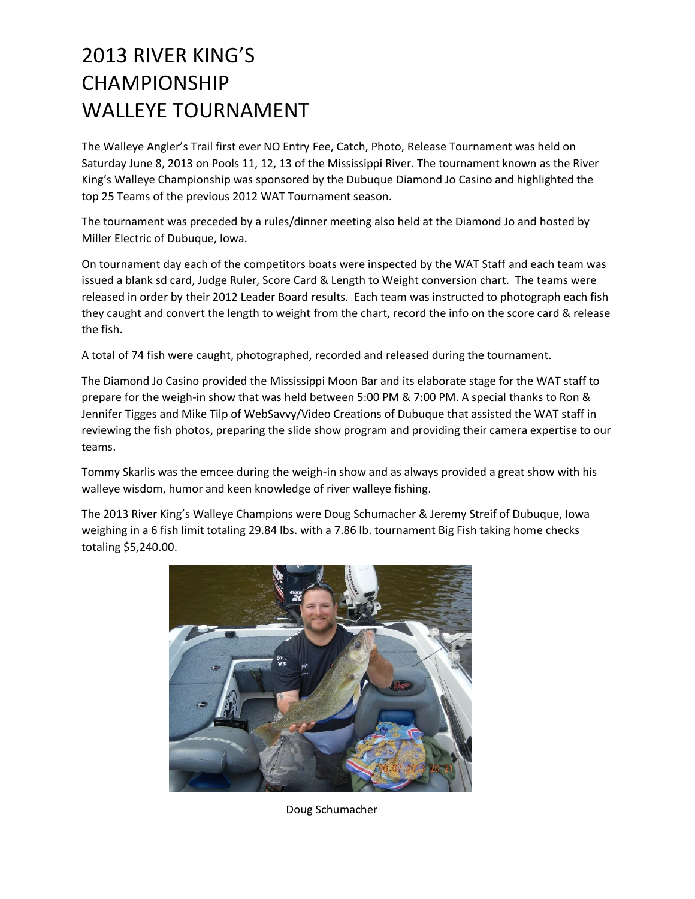# 2013 RIVER KING'S CHAMPIONSHIP WALLEYE TOURNAMENT

The Walleye Angler's Trail first ever NO Entry Fee, Catch, Photo, Release Tournament was held on Saturday June 8, 2013 on Pools 11, 12, 13 of the Mississippi River. The tournament known as the River King's Walleye Championship was sponsored by the Dubuque Diamond Jo Casino and highlighted the top 25 Teams of the previous 2012 WAT Tournament season.

The tournament was preceded by a rules/dinner meeting also held at the Diamond Jo and hosted by Miller Electric of Dubuque, Iowa.

On tournament day each of the competitors boats were inspected by the WAT Staff and each team was issued a blank sd card, Judge Ruler, Score Card & Length to Weight conversion chart. The teams were released in order by their 2012 Leader Board results. Each team was instructed to photograph each fish they caught and convert the length to weight from the chart, record the info on the score card & release the fish.

A total of 74 fish were caught, photographed, recorded and released during the tournament.

The Diamond Jo Casino provided the Mississippi Moon Bar and its elaborate stage for the WAT staff to prepare for the weigh-in show that was held between 5:00 PM & 7:00 PM. A special thanks to Ron & Jennifer Tigges and Mike Tilp of WebSavvy/Video Creations of Dubuque that assisted the WAT staff in reviewing the fish photos, preparing the slide show program and providing their camera expertise to our teams.

Tommy Skarlis was the emcee during the weigh-in show and as always provided a great show with his walleye wisdom, humor and keen knowledge of river walleye fishing.

The 2013 River King's Walleye Champions were Doug Schumacher & Jeremy Streif of Dubuque, Iowa weighing in a 6 fish limit totaling 29.84 lbs. with a 7.86 lb. tournament Big Fish taking home checks totaling $5,240.00.

Doug Schumacher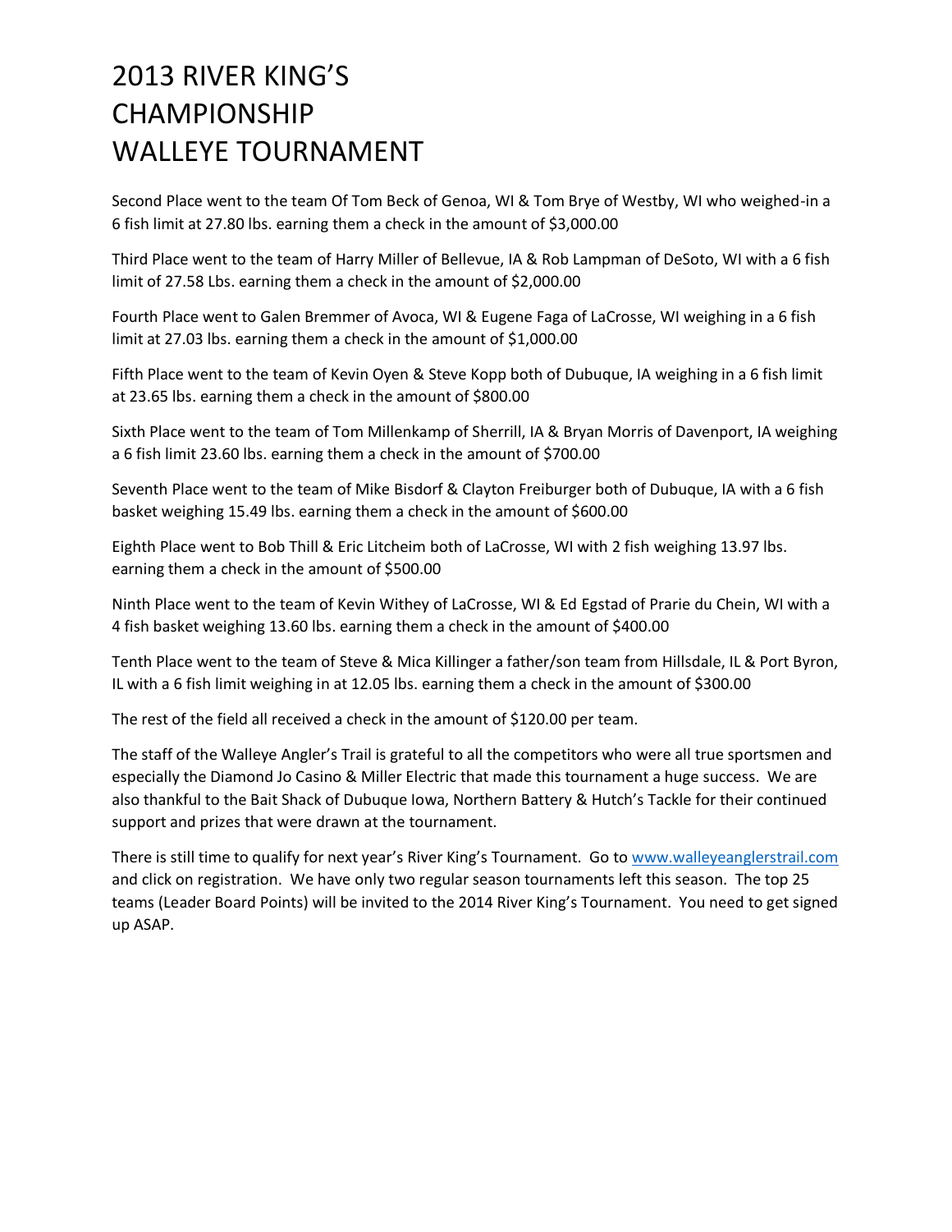# 2013 RIVER KING'S CHAMPIONSHIP WALLEYE TOURNAMENT

Second Place went to the team Of Tom Beck of Genoa, WI & Tom Brye of Westby, WI who weighed-in a 6 fish limit at 27.80 lbs. earning them a check in the amount of $3,000.00

Third Place went to the team of Harry Miller of Bellevue, IA & Rob Lampman of DeSoto, WI with a 6 fish limit of 27.58 Lbs. earning them a check in the amount of $2,000.00

Fourth Place went to Galen Bremmer of Avoca, WI & Eugene Faga of LaCrosse, WI weighing in a 6 fish limit at 27.03 lbs. earning them a check in the amount of $1,000.00

Fifth Place went to the team of Kevin Oyen & Steve Kopp both of Dubuque, IA weighing in a 6 fish limit at 23.65 lbs. earning them a check in the amount of $800.00

Sixth Place went to the team of Tom Millenkamp of Sherrill, IA & Bryan Morris of Davenport, IA weighing a 6 fish limit 23.60 lbs. earning them a check in the amount of $700.00

Seventh Place went to the team of Mike Bisdorf & Clayton Freiburger both of Dubuque, IA with a 6 fish basket weighing 15.49 lbs. earning them a check in the amount of $600.00

Eighth Place went to Bob Thill & Eric Litcheim both of LaCrosse, WI with 2 fish weighing 13.97 lbs. earning them a check in the amount of $500.00

Ninth Place went to the team of Kevin Withey of LaCrosse, WI & Ed Egstad of Prarie du Chein, WI with a 4 fish basket weighing 13.60 lbs. earning them a check in the amount of $400.00

Tenth Place went to the team of Steve & Mica Killinger a father/son team from Hillsdale, IL & Port Byron, IL with a 6 fish limit weighing in at 12.05 lbs. earning them a check in the amount of $300.00

The rest of the field all received a check in the amount of $120.00 per team.

The staff of the Walleye Angler's Trail is grateful to all the competitors who were all true sportsmen and especially the Diamond Jo Casino & Miller Electric that made this tournament a huge success. We are also thankful to the Bait Shack of Dubuque Iowa, Northern Battery & Hutch's Tackle for their continued support and prizes that were drawn at the tournament.

There is still time to qualify for next year's River King's Tournament. Go to www.walleyeanglerstrail.com and click on registration. We have only two regular season tournaments left this season. The top 25 teams (Leader Board Points) will be invited to the 2014 River King's Tournament. You need to get signed up ASAP.